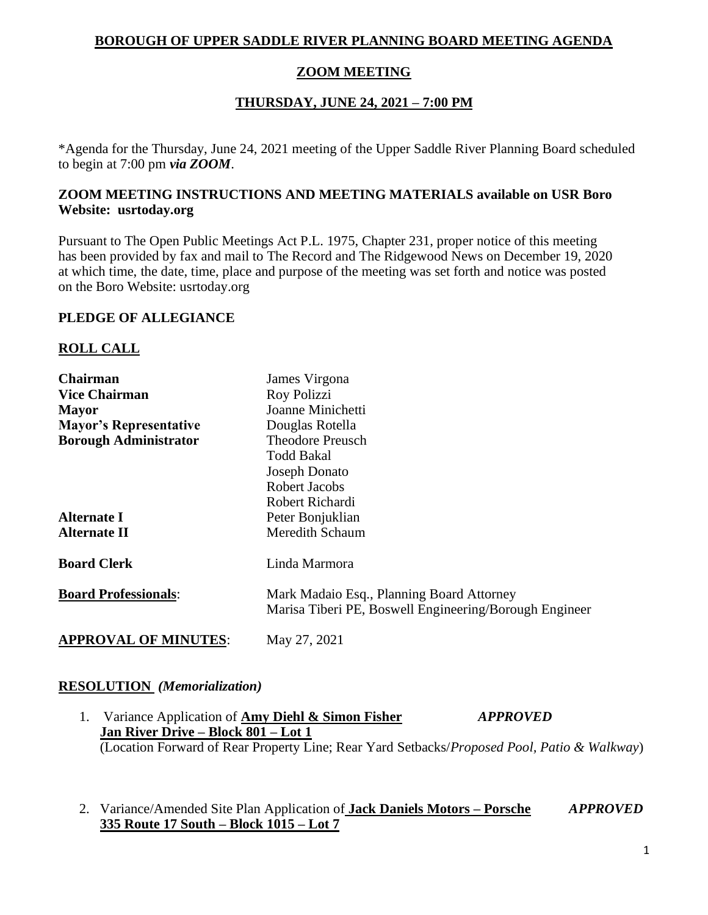# BOROUGH OF UPPER SADDLE RIVER PLANNING BOARD MEETING AGENDA

## ZOOM MEETING

## THURSDAY, JUNE 24, 2021 – 7:00 PM

*Agenda for the Thursday, June 24, 2021 meeting of the Upper Saddle River Planning Board scheduled to begin at 7:00 pm ***via ZOOM***.

**ZOOM MEETING INSTRUCTIONS AND MEETING MATERIALS available on USR Boro Website: usrtoday.org**

Pursuant to The Open Public Meetings Act P.L. 1975, Chapter 231, proper notice of this meeting has been provided by fax and mail to The Record and The Ridgewood News on December 19, 2020 at which time, the date, time, place and purpose of the meeting was set forth and notice was posted on the Boro Website: usrtoday.org

**PLEDGE OF ALLEGIANCE**

**ROLL CALL**

| | |
|---|---|
| **Chairman** | James Virgona |
| **Vice Chairman** | Roy Polizzi |
| **Mayor** | Joanne Minichetti |
| **Mayor's Representative** | Douglas Rotella |
| **Borough Administrator** | Theodore Preusch |
| | Todd Bakal |
| | Joseph Donato |
| | Robert Jacobs |
| | Robert Richardi |
| **Alternate I** | Peter Bonjuklian |
| **Alternate II** | Meredith Schaum |
| **Board Clerk** | Linda Marmora |
| **Board Professionals**: | Mark Madaio Esq., Planning Board Attorney<br>Marisa Tiberi PE, Boswell Engineering/Borough Engineer |
| **APPROVAL OF MINUTES**: | May 27, 2021 |

**RESOLUTION** ***(Memorialization)***

1. Variance Application of **Amy Diehl & Simon Fisher** ***APPROVED***
   **Jan River Drive – Block 801 – Lot 1**
   (Location Forward of Rear Property Line; Rear Yard Setbacks/*Proposed Pool, Patio & Walkway*)

2. Variance/Amended Site Plan Application of **Jack Daniels Motors – Porsche** ***APPROVED***
   **335 Route 17 South – Block 1015 – Lot 7**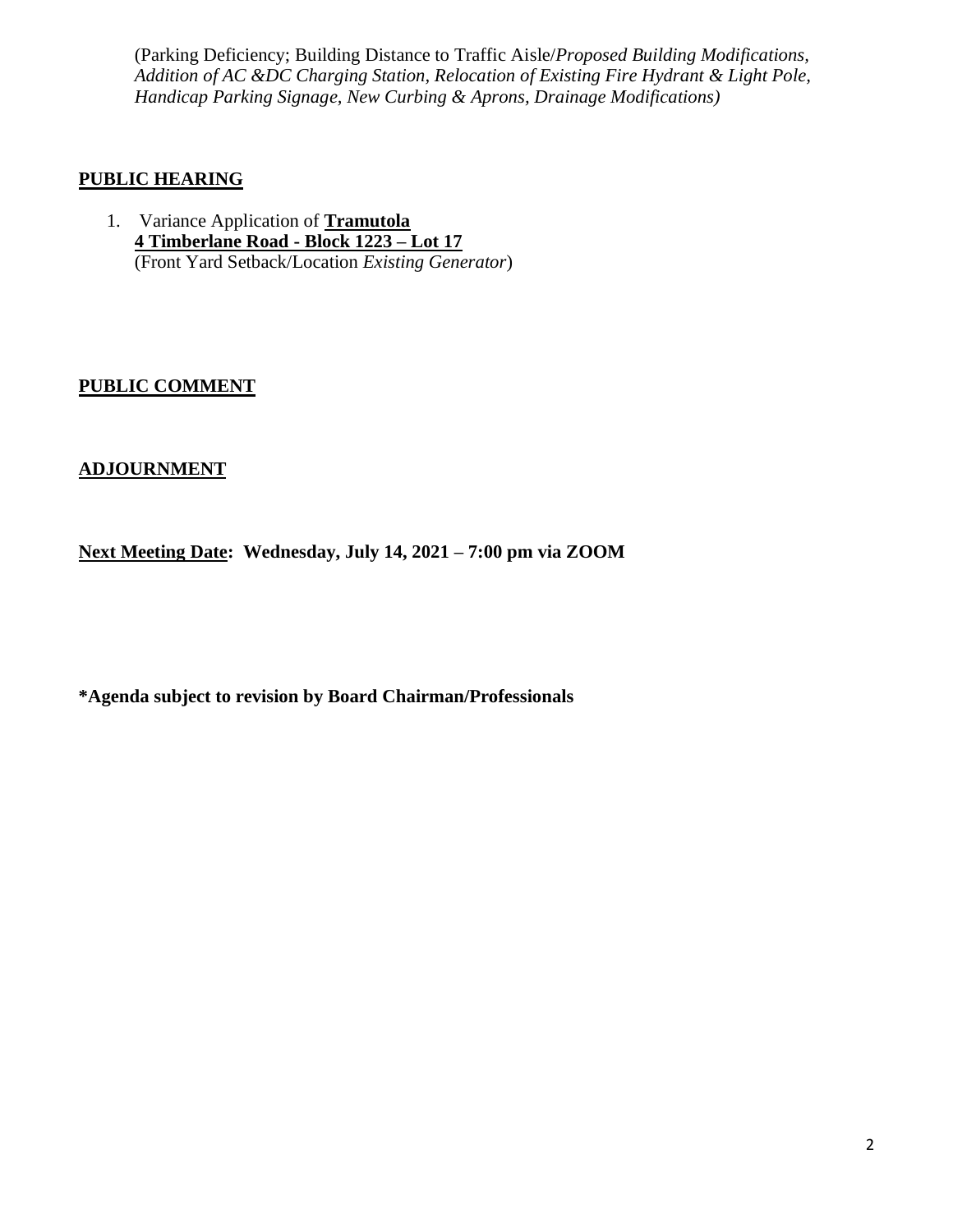(Parking Deficiency; Building Distance to Traffic Aisle/*Proposed Building Modifications, Addition of AC &DC Charging Station, Relocation of Existing Fire Hydrant & Light Pole, Handicap Parking Signage, New Curbing & Aprons, Drainage Modifications)*

## PUBLIC HEARING

1. Variance Application of **Tramutola**
   **4 Timberlane Road - Block 1223 – Lot 17**
   (Front Yard Setback/Location *Existing Generator*)

## PUBLIC COMMENT

## ADJOURNMENT

**Next Meeting Date: Wednesday, July 14, 2021 – 7:00 pm via ZOOM**

**\*Agenda subject to revision by Board Chairman/Professionals**